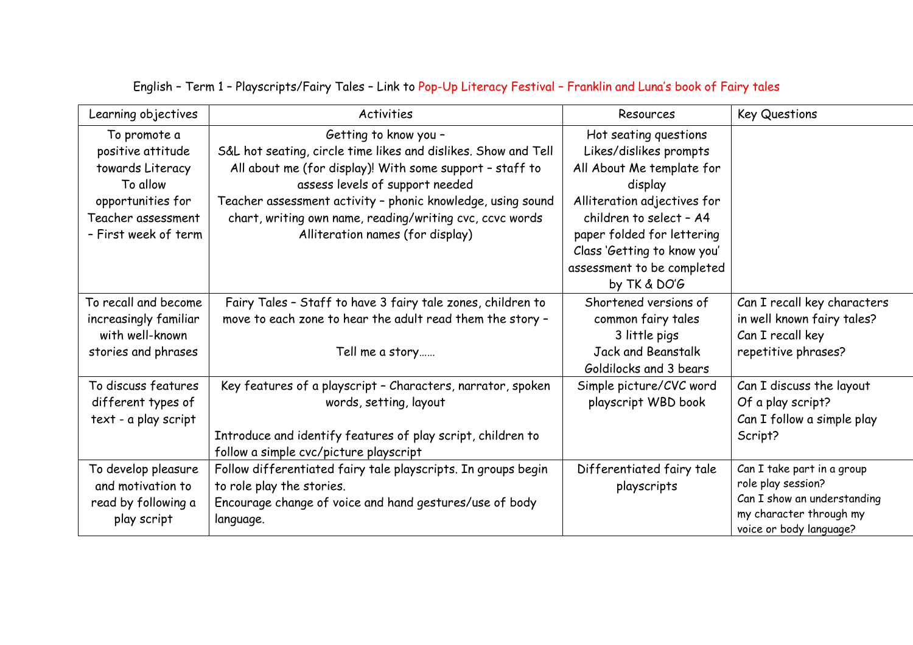English – Term 1 – Playscripts/Fairy Tales – Link to Pop-Up Literacy Festival – Franklin and Luna's book of Fairy tales

| Learning objectives | Activities | Resources | Key Questions |
|---|---|---|---|
| To promote a positive attitude towards Literacy<br>To allow opportunities for Teacher assessment – First week of term | Getting to know you –<br>S&L hot seating, circle time likes and dislikes. Show and Tell All about me (for display)! With some support – staff to assess levels of support needed<br>Teacher assessment activity – phonic knowledge, using sound chart, writing own name, reading/writing cvc, ccvc words<br>Alliteration names (for display) | Hot seating questions<br>Likes/dislikes prompts<br>All About Me template for display<br>Alliteration adjectives for children to select – A4 paper folded for lettering<br>Class 'Getting to know you' assessment to be completed by TK & DO'G | |
| To recall and become increasingly familiar with well-known stories and phrases | Fairy Tales – Staff to have 3 fairy tale zones, children to move to each zone to hear the adult read them the story –<br><br>Tell me a story…… | Shortened versions of common fairy tales<br>3 little pigs<br>Jack and Beanstalk<br>Goldilocks and 3 bears | Can I recall key characters in well known fairy tales?<br>Can I recall key repetitive phrases? |
| To discuss features different types of text - a play script | Key features of a playscript – Characters, narrator, spoken words, setting, layout<br><br>Introduce and identify features of play script, children to follow a simple cvc/picture playscript | Simple picture/CVC word playscript WBD book | Can I discuss the layout Of a play script?<br>Can I follow a simple play Script? |
| To develop pleasure and motivation to read by following a play script | Follow differentiated fairy tale playscripts. In groups begin to role play the stories.<br>Encourage change of voice and hand gestures/use of body language. | Differentiated fairy tale playscripts | Can I take part in a group role play session?<br>Can I show an understanding my character through my voice or body language? |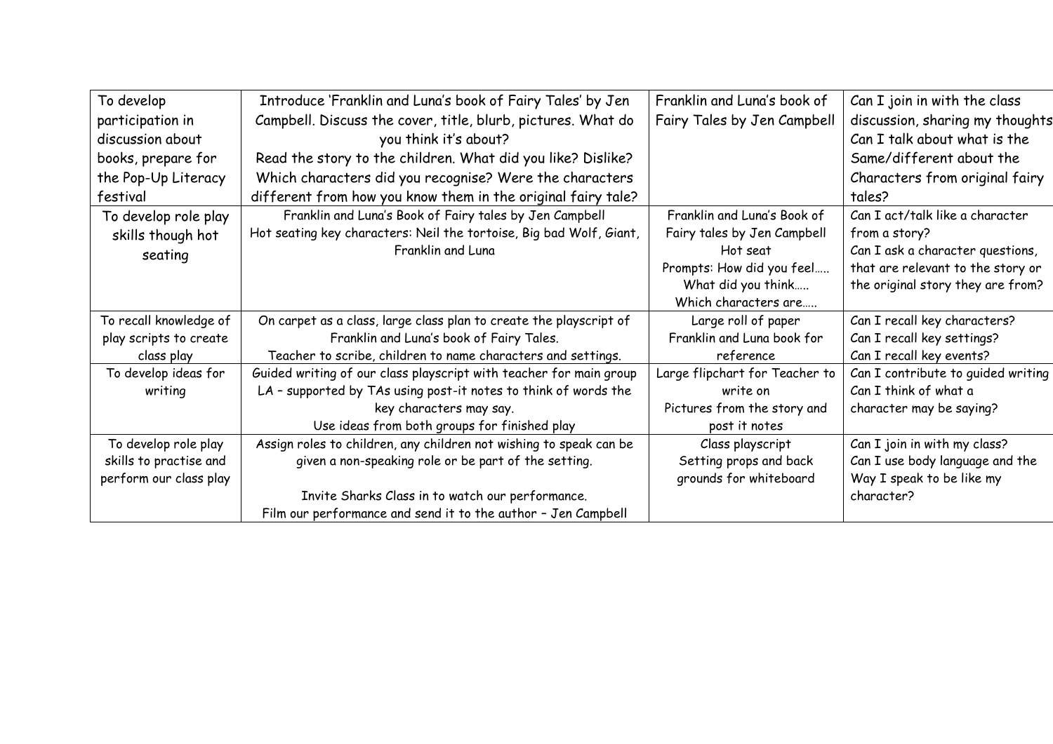| | | | |
|---|---|---|---|
| To develop participation in discussion about books, prepare for the Pop-Up Literacy festival | Introduce 'Franklin and Luna's book of Fairy Tales' by Jen Campbell. Discuss the cover, title, blurb, pictures. What do you think it's about?<br>Read the story to the children. What did you like? Dislike? Which characters did you recognise? Were the characters different from how you know them in the original fairy tale? | Franklin and Luna's book of Fairy Tales by Jen Campbell | Can I join in with the class discussion, sharing my thoughts<br>Can I talk about what is the Same/different about the Characters from original fairy tales? |
| To develop role play skills though hot seating | Franklin and Luna's Book of Fairy tales by Jen Campbell<br>Hot seating key characters: Neil the tortoise, Big bad Wolf, Giant, Franklin and Luna | Franklin and Luna's Book of Fairy tales by Jen Campbell<br>Hot seat<br>Prompts: How did you feel…..<br>What did you think…..<br>Which characters are….. | Can I act/talk like a character from a story?<br>Can I ask a character questions, that are relevant to the story or the original story they are from? |
| To recall knowledge of play scripts to create class play | On carpet as a class, large class plan to create the playscript of Franklin and Luna's book of Fairy Tales.<br>Teacher to scribe, children to name characters and settings. | Large roll of paper<br>Franklin and Luna book for reference | Can I recall key characters?<br>Can I recall key settings?<br>Can I recall key events? |
| To develop ideas for writing | Guided writing of our class playscript with teacher for main group<br>LA – supported by TAs using post-it notes to think of words the key characters may say.<br>Use ideas from both groups for finished play | Large flipchart for Teacher to write on<br>Pictures from the story and post it notes | Can I contribute to guided writing<br>Can I think of what a character may be saying? |
| To develop role play skills to practise and perform our class play | Assign roles to children, any children not wishing to speak can be given a non-speaking role or be part of the setting.<br><br>Invite Sharks Class in to watch our performance.<br>Film our performance and send it to the author – Jen Campbell | Class playscript<br>Setting props and back grounds for whiteboard | Can I join in with my class?<br>Can I use body language and the Way I speak to be like my character? |